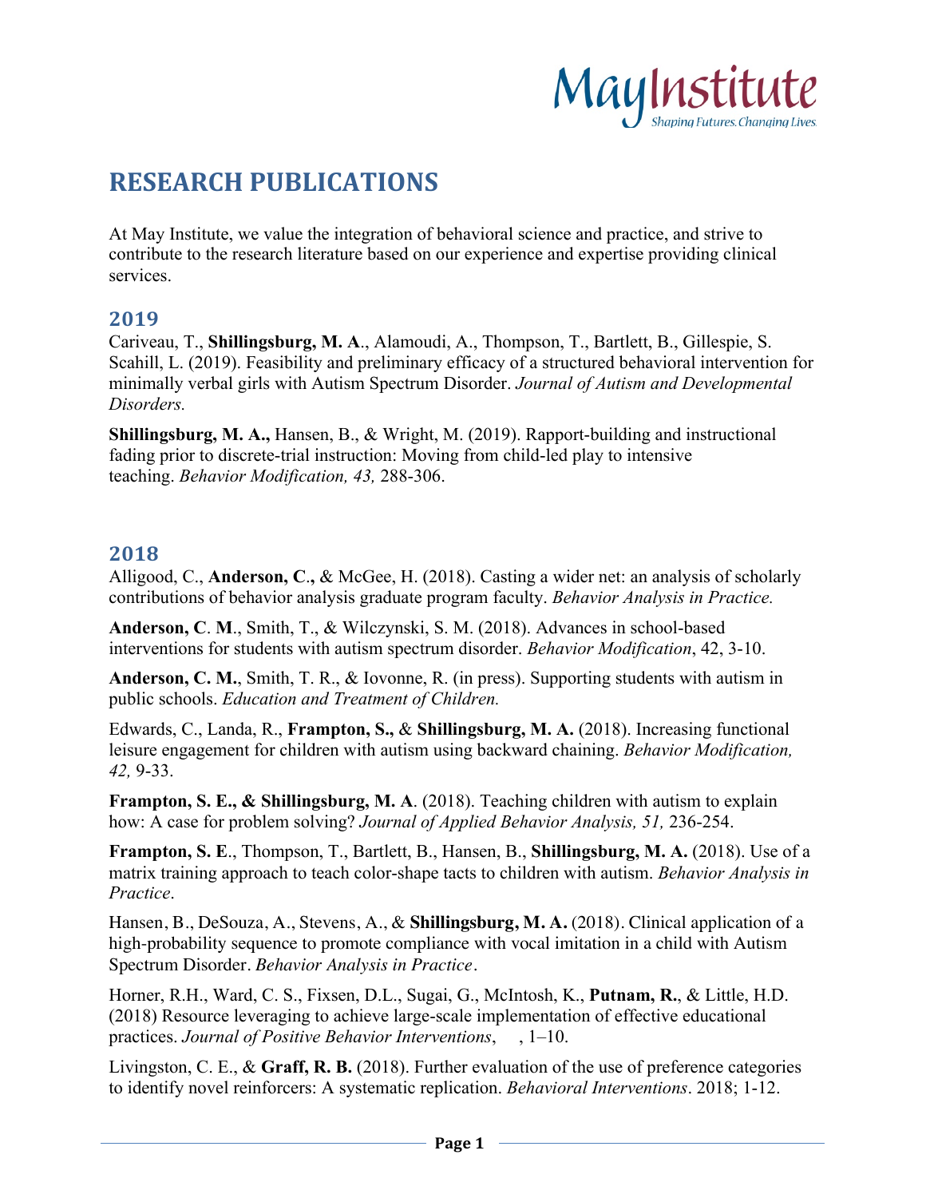# RESEARCH PUBLICATIONS

At May Institute, we value the integration of behavioral science and practice, and strive to contribute to the research literature based on our experience and expertise providing clinical services.

## 2019

Cariveau, T., **Shillingsburg, M. A**., Alamoudi, A., Thompson, T., Bartlett, B., Gillespie, S. Scahill, L. (2019). Feasibility and preliminary efficacy of a structured behavioral intervention for minimally verbal girls with Autism Spectrum Disorder. *Journal of Autism and Developmental Disorders.*

**Shillingsburg, M. A.,** Hansen, B., & Wright, M. (2019). Rapport-building and instructional fading prior to discrete-trial instruction: Moving from child-led play to intensive teaching. *Behavior Modification, 43,* 288-306.

## 2018

Alligood, C., **Anderson, C.,** & McGee, H. (2018). Casting a wider net: an analysis of scholarly contributions of behavior analysis graduate program faculty. *Behavior Analysis in Practice.*

**Anderson, C**. **M**., Smith, T., & Wilczynski, S. M. (2018). Advances in school-based interventions for students with autism spectrum disorder. *Behavior Modification*, 42, 3-10.

**Anderson, C. M.**, Smith, T. R., & Iovonne, R. (in press). Supporting students with autism in public schools. *Education and Treatment of Children.*

Edwards, C., Landa, R., **Frampton, S.,** & **Shillingsburg, M. A.** (2018). Increasing functional leisure engagement for children with autism using backward chaining. *Behavior Modification, 42,* 9-33.

**Frampton, S. E., & Shillingsburg, M. A**. (2018). Teaching children with autism to explain how: A case for problem solving? *Journal of Applied Behavior Analysis, 51,* 236-254.

**Frampton, S. E**., Thompson, T., Bartlett, B., Hansen, B., **Shillingsburg, M. A.** (2018). Use of a matrix training approach to teach color-shape tacts to children with autism. *Behavior Analysis in Practice*.

Hansen, B., DeSouza, A., Stevens, A., & **Shillingsburg, M. A.** (2018). Clinical application of a high-probability sequence to promote compliance with vocal imitation in a child with Autism Spectrum Disorder. *Behavior Analysis in Practice*.

Horner, R.H., Ward, C. S., Fixsen, D.L., Sugai, G., McIntosh, K., **Putnam, R.**, & Little, H.D. (2018) Resource leveraging to achieve large-scale implementation of effective educational practices. *Journal of Positive Behavior Interventions*, , 1–10.

Livingston, C. E., & **Graff, R. B.** (2018). Further evaluation of the use of preference categories to identify novel reinforcers: A systematic replication. *Behavioral Interventions*. 2018; 1-12.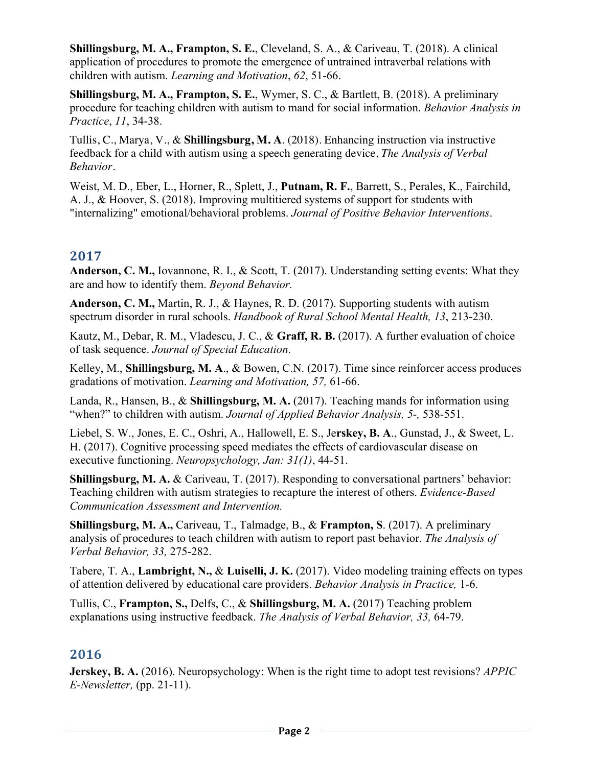**Shillingsburg, M. A., Frampton, S. E.**, Cleveland, S. A., & Cariveau, T. (2018). A clinical application of procedures to promote the emergence of untrained intraverbal relations with children with autism. *Learning and Motivation*, *62*, 51-66.

**Shillingsburg, M. A., Frampton, S. E.**, Wymer, S. C., & Bartlett, B. (2018). A preliminary procedure for teaching children with autism to mand for social information. *Behavior Analysis in Practice*, *11*, 34-38.

Tullis, C., Marya, V., & **Shillingsburg, M. A**. (2018). Enhancing instruction via instructive feedback for a child with autism using a speech generating device, *The Analysis of Verbal Behavior*.

Weist, M. D., Eber, L., Horner, R., Splett, J., **Putnam, R. F.**, Barrett, S., Perales, K., Fairchild, A. J., & Hoover, S. (2018). Improving multitiered systems of support for students with "internalizing" emotional/behavioral problems. *Journal of Positive Behavior Interventions*.

## 2017

**Anderson, C. M.,** Iovannone, R. I., & Scott, T. (2017). Understanding setting events: What they are and how to identify them. *Beyond Behavior.*

**Anderson, C. M.,** Martin, R. J., & Haynes, R. D. (2017). Supporting students with autism spectrum disorder in rural schools. *Handbook of Rural School Mental Health, 13*, 213-230.

Kautz, M., Debar, R. M., Vladescu, J. C., & **Graff, R. B.** (2017). A further evaluation of choice of task sequence. *Journal of Special Education*.

Kelley, M., **Shillingsburg, M. A**., & Bowen, C.N. (2017). Time since reinforcer access produces gradations of motivation. *Learning and Motivation, 57,* 61-66.

Landa, R., Hansen, B., & **Shillingsburg, M. A.** (2017). Teaching mands for information using "when?" to children with autism. *Journal of Applied Behavior Analysis, 5-,* 538-551.

Liebel, S. W., Jones, E. C., Oshri, A., Hallowell, E. S., Je**rskey, B. A**., Gunstad, J., & Sweet, L. H. (2017). Cognitive processing speed mediates the effects of cardiovascular disease on executive functioning. *Neuropsychology, Jan: 31(1)*, 44-51.

**Shillingsburg, M. A.** & Cariveau, T. (2017). Responding to conversational partners' behavior: Teaching children with autism strategies to recapture the interest of others. *Evidence-Based Communication Assessment and Intervention.*

**Shillingsburg, M. A.,** Cariveau, T., Talmadge, B., & **Frampton, S**. (2017). A preliminary analysis of procedures to teach children with autism to report past behavior. *The Analysis of Verbal Behavior, 33,* 275-282.

Tabere, T. A., **Lambright, N.,** & **Luiselli, J. K.** (2017). Video modeling training effects on types of attention delivered by educational care providers. *Behavior Analysis in Practice,* 1-6.

Tullis, C., **Frampton, S.,** Delfs, C., & **Shillingsburg, M. A.** (2017) Teaching problem explanations using instructive feedback. *The Analysis of Verbal Behavior, 33,* 64-79.

## 2016

**Jerskey, B. A.** (2016). Neuropsychology: When is the right time to adopt test revisions? *APPIC E-Newsletter,* (pp. 21-11).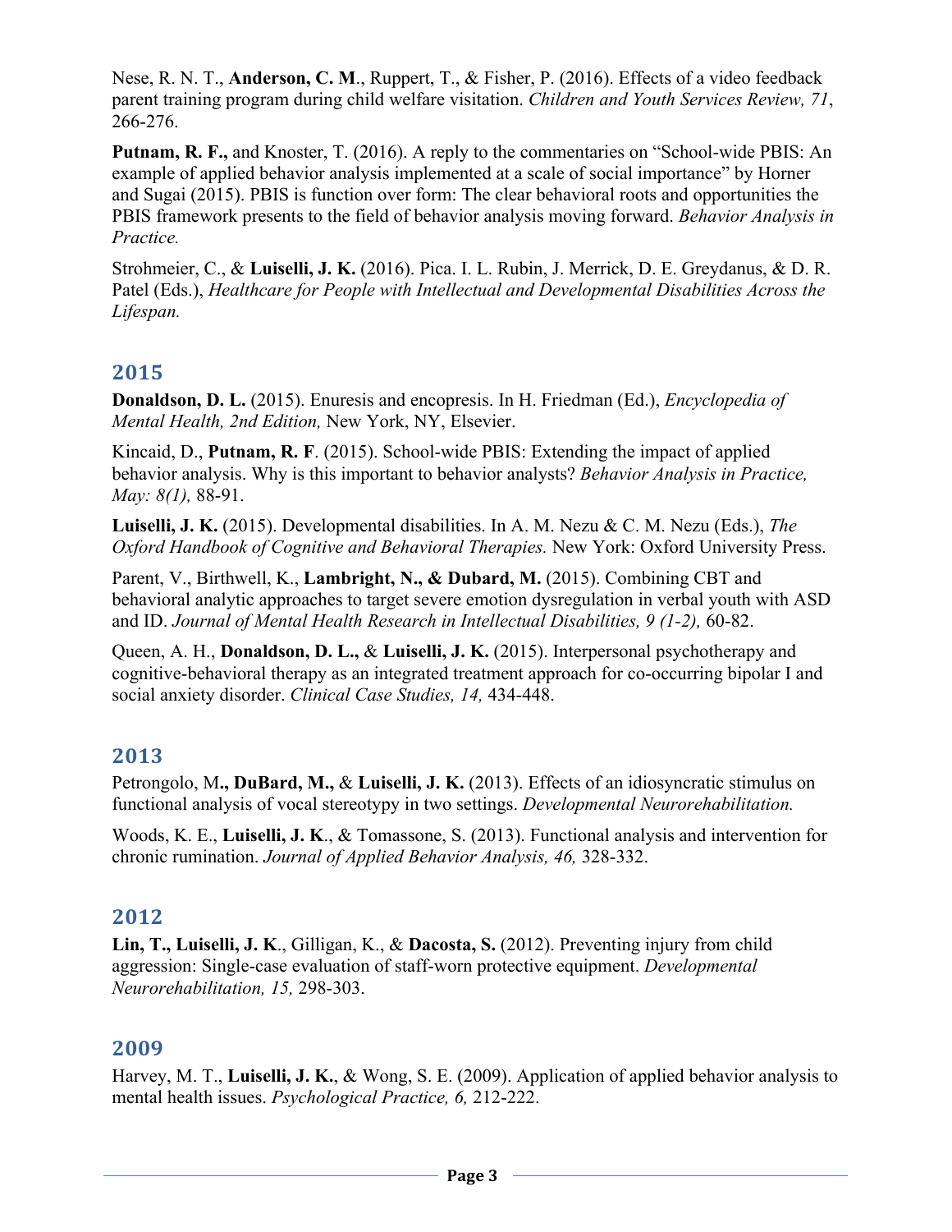Nese, R. N. T., **Anderson, C. M**., Ruppert, T., & Fisher, P. (2016). Effects of a video feedback parent training program during child welfare visitation. *Children and Youth Services Review, 71*, 266-276.

**Putnam, R. F.,** and Knoster, T. (2016). A reply to the commentaries on "School-wide PBIS: An example of applied behavior analysis implemented at a scale of social importance" by Horner and Sugai (2015). PBIS is function over form: The clear behavioral roots and opportunities the PBIS framework presents to the field of behavior analysis moving forward. *Behavior Analysis in Practice.*

Strohmeier, C., & **Luiselli, J. K.** (2016). Pica. I. L. Rubin, J. Merrick, D. E. Greydanus, & D. R. Patel (Eds.), *Healthcare for People with Intellectual and Developmental Disabilities Across the Lifespan.*

## 2015

**Donaldson, D. L.** (2015). Enuresis and encopresis. In H. Friedman (Ed.), *Encyclopedia of Mental Health, 2nd Edition,* New York, NY, Elsevier.

Kincaid, D., **Putnam, R. F**. (2015). School-wide PBIS: Extending the impact of applied behavior analysis. Why is this important to behavior analysts? *Behavior Analysis in Practice, May: 8(1),* 88-91.

**Luiselli, J. K.** (2015). Developmental disabilities. In A. M. Nezu & C. M. Nezu (Eds.), *The Oxford Handbook of Cognitive and Behavioral Therapies.* New York: Oxford University Press.

Parent, V., Birthwell, K., **Lambright, N., & Dubard, M.** (2015). Combining CBT and behavioral analytic approaches to target severe emotion dysregulation in verbal youth with ASD and ID. *Journal of Mental Health Research in Intellectual Disabilities, 9 (1-2),* 60-82.

Queen, A. H., **Donaldson, D. L.,** & **Luiselli, J. K.** (2015). Interpersonal psychotherapy and cognitive-behavioral therapy as an integrated treatment approach for co-occurring bipolar I and social anxiety disorder. *Clinical Case Studies, 14,* 434-448.

## 2013

Petrongolo, M**., DuBard, M.,** & **Luiselli, J. K.** (2013). Effects of an idiosyncratic stimulus on functional analysis of vocal stereotypy in two settings. *Developmental Neurorehabilitation.*

Woods, K. E., **Luiselli, J. K**., & Tomassone, S. (2013). Functional analysis and intervention for chronic rumination. *Journal of Applied Behavior Analysis, 46,* 328-332.

## 2012

**Lin, T., Luiselli, J. K**., Gilligan, K., & **Dacosta, S.** (2012). Preventing injury from child aggression: Single-case evaluation of staff-worn protective equipment. *Developmental Neurorehabilitation, 15,* 298-303.

## 2009

Harvey, M. T., **Luiselli, J. K.**, & Wong, S. E. (2009). Application of applied behavior analysis to mental health issues. *Psychological Practice, 6,* 212-222.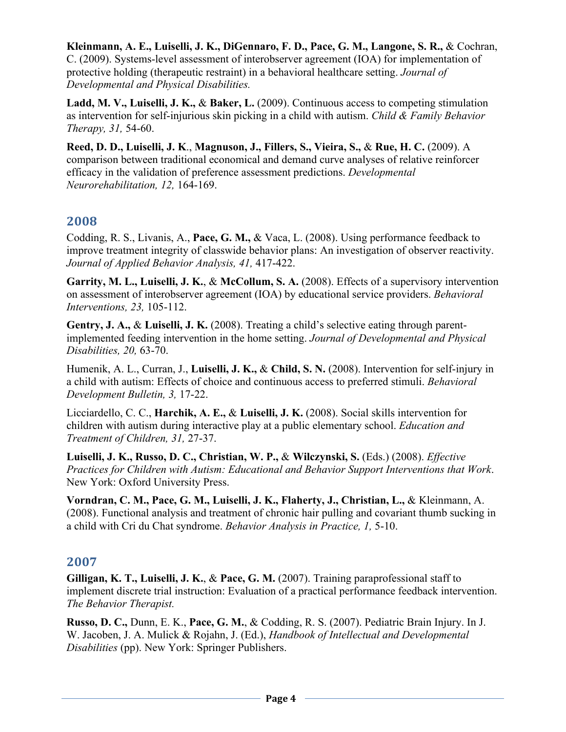**Kleinmann, A. E., Luiselli, J. K., DiGennaro, F. D., Pace, G. M., Langone, S. R.,** & Cochran, C. (2009). Systems-level assessment of interobserver agreement (IOA) for implementation of protective holding (therapeutic restraint) in a behavioral healthcare setting. *Journal of Developmental and Physical Disabilities.*

**Ladd, M. V., Luiselli, J. K.,** & **Baker, L.** (2009). Continuous access to competing stimulation as intervention for self-injurious skin picking in a child with autism. *Child & Family Behavior Therapy, 31,* 54-60.

**Reed, D. D., Luiselli, J. K**., **Magnuson, J., Fillers, S., Vieira, S.,** & **Rue, H. C.** (2009). A comparison between traditional economical and demand curve analyses of relative reinforcer efficacy in the validation of preference assessment predictions. *Developmental Neurorehabilitation, 12,* 164-169.

## 2008

Codding, R. S., Livanis, A., **Pace, G. M.,** & Vaca, L. (2008). Using performance feedback to improve treatment integrity of classwide behavior plans: An investigation of observer reactivity. *Journal of Applied Behavior Analysis, 41,* 417-422.

**Garrity, M. L., Luiselli, J. K.**, & **McCollum, S. A.** (2008). Effects of a supervisory intervention on assessment of interobserver agreement (IOA) by educational service providers. *Behavioral Interventions, 23,* 105-112.

**Gentry, J. A.,** & **Luiselli, J. K.** (2008). Treating a child's selective eating through parent-implemented feeding intervention in the home setting. *Journal of Developmental and Physical Disabilities, 20,* 63-70.

Humenik, A. L., Curran, J., **Luiselli, J. K.,** & **Child, S. N.** (2008). Intervention for self-injury in a child with autism: Effects of choice and continuous access to preferred stimuli. *Behavioral Development Bulletin, 3,* 17-22.

Licciardello, C. C., **Harchik, A. E.,** & **Luiselli, J. K.** (2008). Social skills intervention for children with autism during interactive play at a public elementary school. *Education and Treatment of Children, 31,* 27-37.

**Luiselli, J. K., Russo, D. C., Christian, W. P.,** & **Wilczynski, S.** (Eds.) (2008). *Effective Practices for Children with Autism: Educational and Behavior Support Interventions that Work*. New York: Oxford University Press.

**Vorndran, C. M., Pace, G. M., Luiselli, J. K., Flaherty, J., Christian, L.,** & Kleinmann, A. (2008). Functional analysis and treatment of chronic hair pulling and covariant thumb sucking in a child with Cri du Chat syndrome. *Behavior Analysis in Practice, 1,* 5-10.

## 2007

**Gilligan, K. T., Luiselli, J. K.**, & **Pace, G. M.** (2007). Training paraprofessional staff to implement discrete trial instruction: Evaluation of a practical performance feedback intervention. *The Behavior Therapist.*

**Russo, D. C.,** Dunn, E. K., **Pace, G. M.**, & Codding, R. S. (2007). Pediatric Brain Injury. In J. W. Jacoben, J. A. Mulick & Rojahn, J. (Ed.), *Handbook of Intellectual and Developmental Disabilities* (pp). New York: Springer Publishers.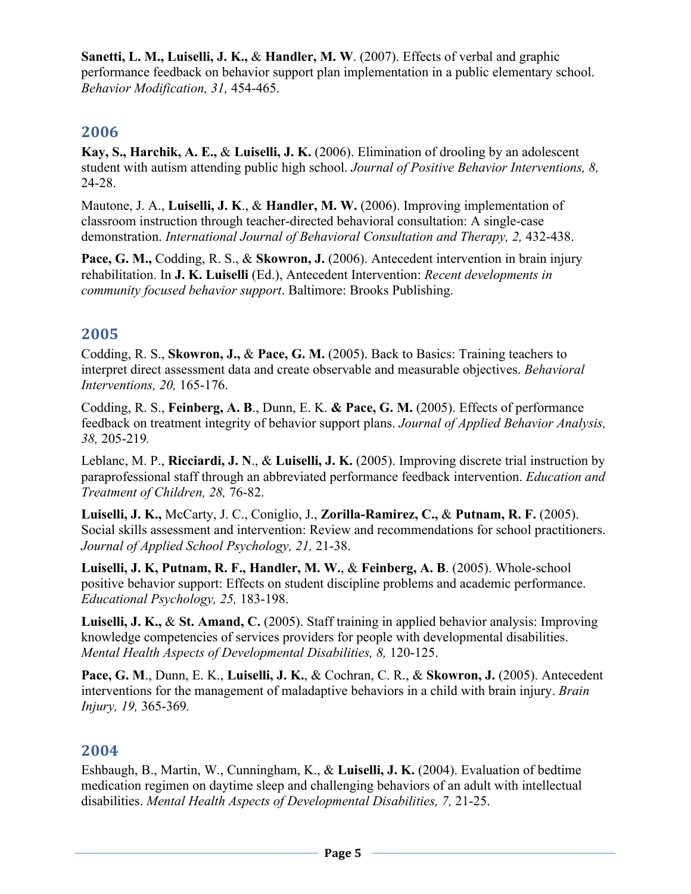**Sanetti, L. M., Luiselli, J. K.,** & **Handler, M. W**. (2007). Effects of verbal and graphic performance feedback on behavior support plan implementation in a public elementary school. *Behavior Modification, 31,* 454-465.

## 2006

**Kay, S., Harchik, A. E.,** & **Luiselli, J. K.** (2006). Elimination of drooling by an adolescent student with autism attending public high school. *Journal of Positive Behavior Interventions, 8,* 24-28.

Mautone, J. A., **Luiselli, J. K**., & **Handler, M. W.** (2006). Improving implementation of classroom instruction through teacher-directed behavioral consultation: A single-case demonstration. *International Journal of Behavioral Consultation and Therapy, 2,* 432-438.

**Pace, G. M.,** Codding, R. S., & **Skowron, J.** (2006). Antecedent intervention in brain injury rehabilitation. In **J. K. Luiselli** (Ed.), Antecedent Intervention: *Recent developments in community focused behavior support*. Baltimore: Brooks Publishing.

## 2005

Codding, R. S., **Skowron, J.,** & **Pace, G. M.** (2005). Back to Basics: Training teachers to interpret direct assessment data and create observable and measurable objectives. *Behavioral Interventions, 20,* 165-176.

Codding, R. S., **Feinberg, A. B**., Dunn, E. K. **& Pace, G. M.** (2005). Effects of performance feedback on treatment integrity of behavior support plans. *Journal of Applied Behavior Analysis, 38,* 205-219*.*

Leblanc, M. P., **Ricciardi, J. N**., & **Luiselli, J. K.** (2005). Improving discrete trial instruction by paraprofessional staff through an abbreviated performance feedback intervention. *Education and Treatment of Children, 28,* 76-82.

**Luiselli, J. K.,** McCarty, J. C., Coniglio, J., **Zorilla-Ramirez, C.,** & **Putnam, R. F.** (2005). Social skills assessment and intervention: Review and recommendations for school practitioners. *Journal of Applied School Psychology, 21,* 21-38.

**Luiselli, J. K, Putnam, R. F., Handler, M. W.**, & **Feinberg, A. B**. (2005). Whole-school positive behavior support: Effects on student discipline problems and academic performance. *Educational Psychology, 25,* 183-198.

**Luiselli, J. K.,** & **St. Amand, C.** (2005). Staff training in applied behavior analysis: Improving knowledge competencies of services providers for people with developmental disabilities. *Mental Health Aspects of Developmental Disabilities, 8,* 120-125.

**Pace, G. M**., Dunn, E. K., **Luiselli, J. K.**, & Cochran, C. R., & **Skowron, J.** (2005). Antecedent interventions for the management of maladaptive behaviors in a child with brain injury. *Brain Injury, 19,* 365-369*.*

## 2004

Eshbaugh, B., Martin, W., Cunningham, K., & **Luiselli, J. K.** (2004). Evaluation of bedtime medication regimen on daytime sleep and challenging behaviors of an adult with intellectual disabilities. *Mental Health Aspects of Developmental Disabilities, 7,* 21-25.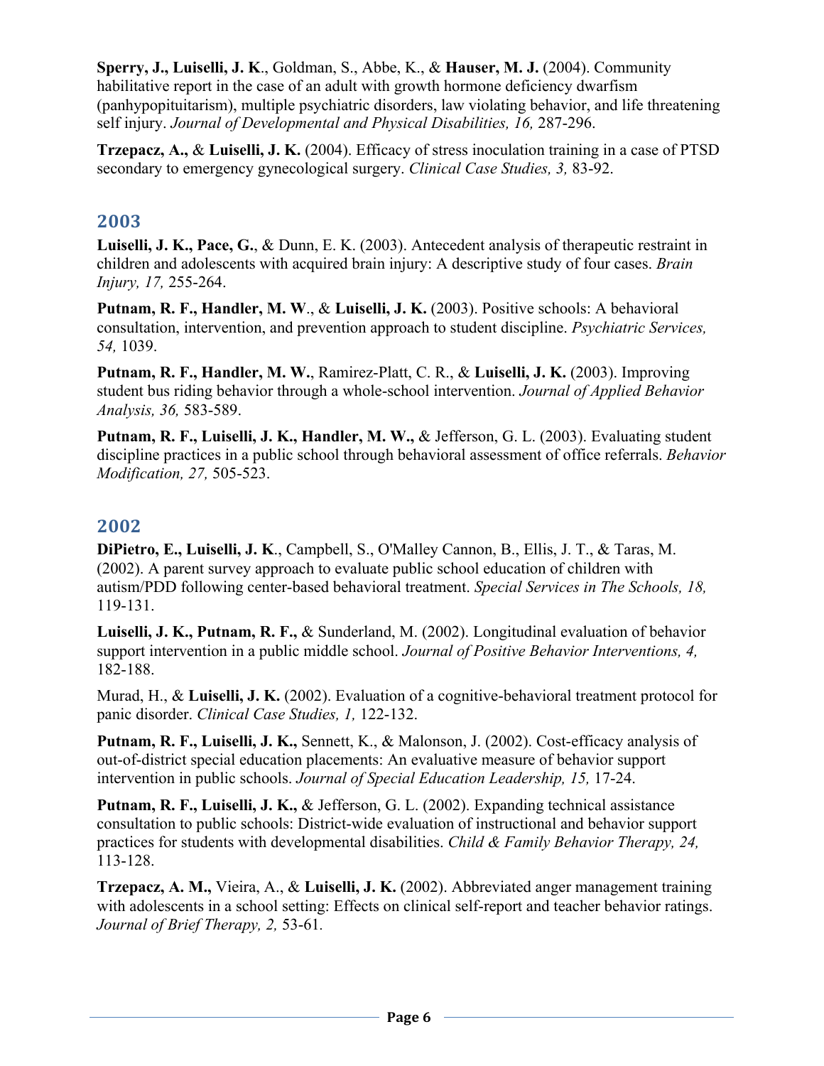**Sperry, J., Luiselli, J. K**., Goldman, S., Abbe, K., & **Hauser, M. J.** (2004). Community habilitative report in the case of an adult with growth hormone deficiency dwarfism (panhypopituitarism), multiple psychiatric disorders, law violating behavior, and life threatening self injury. *Journal of Developmental and Physical Disabilities, 16,* 287-296.

**Trzepacz, A.,** & **Luiselli, J. K.** (2004). Efficacy of stress inoculation training in a case of PTSD secondary to emergency gynecological surgery. *Clinical Case Studies, 3,* 83-92.

## 2003

**Luiselli, J. K., Pace, G.**, & Dunn, E. K. (2003). Antecedent analysis of therapeutic restraint in children and adolescents with acquired brain injury: A descriptive study of four cases. *Brain Injury, 17,* 255-264.

**Putnam, R. F., Handler, M. W**., & **Luiselli, J. K.** (2003). Positive schools: A behavioral consultation, intervention, and prevention approach to student discipline. *Psychiatric Services, 54,* 1039.

**Putnam, R. F., Handler, M. W.**, Ramirez-Platt, C. R., & **Luiselli, J. K.** (2003). Improving student bus riding behavior through a whole-school intervention. *Journal of Applied Behavior Analysis, 36,* 583-589.

**Putnam, R. F., Luiselli, J. K., Handler, M. W.,** & Jefferson, G. L. (2003). Evaluating student discipline practices in a public school through behavioral assessment of office referrals. *Behavior Modification, 27,* 505-523.

## 2002

**DiPietro, E., Luiselli, J. K**., Campbell, S., O'Malley Cannon, B., Ellis, J. T., & Taras, M. (2002). A parent survey approach to evaluate public school education of children with autism/PDD following center-based behavioral treatment. *Special Services in The Schools, 18,* 119-131.

**Luiselli, J. K., Putnam, R. F.,** & Sunderland, M. (2002). Longitudinal evaluation of behavior support intervention in a public middle school. *Journal of Positive Behavior Interventions, 4,* 182-188.

Murad, H., & **Luiselli, J. K.** (2002). Evaluation of a cognitive-behavioral treatment protocol for panic disorder. *Clinical Case Studies, 1,* 122-132.

**Putnam, R. F., Luiselli, J. K.,** Sennett, K., & Malonson, J. (2002). Cost-efficacy analysis of out-of-district special education placements: An evaluative measure of behavior support intervention in public schools. *Journal of Special Education Leadership, 15,* 17-24.

**Putnam, R. F., Luiselli, J. K.,** & Jefferson, G. L. (2002). Expanding technical assistance consultation to public schools: District-wide evaluation of instructional and behavior support practices for students with developmental disabilities. *Child & Family Behavior Therapy, 24,* 113-128.

**Trzepacz, A. M.,** Vieira, A., & **Luiselli, J. K.** (2002). Abbreviated anger management training with adolescents in a school setting: Effects on clinical self-report and teacher behavior ratings. *Journal of Brief Therapy, 2,* 53-61.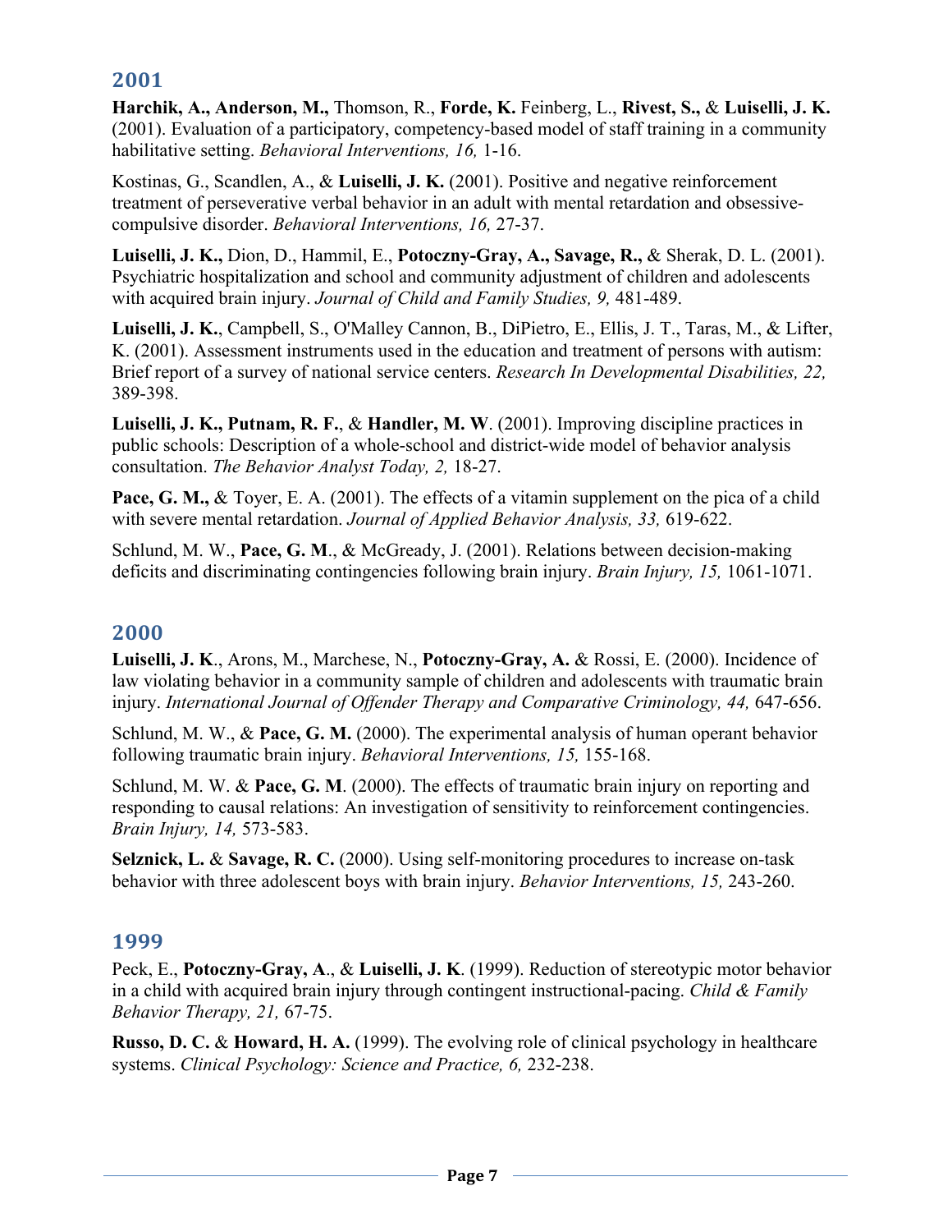## 2001

**Harchik, A., Anderson, M.,** Thomson, R., **Forde, K.** Feinberg, L., **Rivest, S.,** & **Luiselli, J. K.** (2001). Evaluation of a participatory, competency-based model of staff training in a community habilitative setting. *Behavioral Interventions, 16,* 1-16.

Kostinas, G., Scandlen, A., & **Luiselli, J. K.** (2001). Positive and negative reinforcement treatment of perseverative verbal behavior in an adult with mental retardation and obsessive-compulsive disorder. *Behavioral Interventions, 16,* 27-37.

**Luiselli, J. K.,** Dion, D., Hammil, E., **Potoczny-Gray, A., Savage, R.,** & Sherak, D. L. (2001). Psychiatric hospitalization and school and community adjustment of children and adolescents with acquired brain injury. *Journal of Child and Family Studies, 9,* 481-489.

**Luiselli, J. K.**, Campbell, S., O'Malley Cannon, B., DiPietro, E., Ellis, J. T., Taras, M., & Lifter, K. (2001). Assessment instruments used in the education and treatment of persons with autism: Brief report of a survey of national service centers. *Research In Developmental Disabilities, 22,* 389-398.

**Luiselli, J. K., Putnam, R. F.**, & **Handler, M. W**. (2001). Improving discipline practices in public schools: Description of a whole-school and district-wide model of behavior analysis consultation. *The Behavior Analyst Today, 2,* 18-27.

**Pace, G. M.,** & Toyer, E. A. (2001). The effects of a vitamin supplement on the pica of a child with severe mental retardation. *Journal of Applied Behavior Analysis, 33,* 619-622.

Schlund, M. W., **Pace, G. M**., & McGready, J. (2001). Relations between decision-making deficits and discriminating contingencies following brain injury. *Brain Injury, 15,* 1061-1071.

## 2000

**Luiselli, J. K**., Arons, M., Marchese, N., **Potoczny-Gray, A.** & Rossi, E. (2000). Incidence of law violating behavior in a community sample of children and adolescents with traumatic brain injury. *International Journal of Offender Therapy and Comparative Criminology, 44,* 647-656.

Schlund, M. W., & **Pace, G. M.** (2000). The experimental analysis of human operant behavior following traumatic brain injury. *Behavioral Interventions, 15,* 155-168.

Schlund, M. W. & **Pace, G. M**. (2000). The effects of traumatic brain injury on reporting and responding to causal relations: An investigation of sensitivity to reinforcement contingencies. *Brain Injury, 14,* 573-583.

**Selznick, L.** & **Savage, R. C.** (2000). Using self-monitoring procedures to increase on-task behavior with three adolescent boys with brain injury. *Behavior Interventions, 15,* 243-260.

## 1999

Peck, E., **Potoczny-Gray, A**., & **Luiselli, J. K**. (1999). Reduction of stereotypic motor behavior in a child with acquired brain injury through contingent instructional-pacing. *Child & Family Behavior Therapy, 21,* 67-75.

**Russo, D. C.** & **Howard, H. A.** (1999). The evolving role of clinical psychology in healthcare systems. *Clinical Psychology: Science and Practice, 6,* 232-238.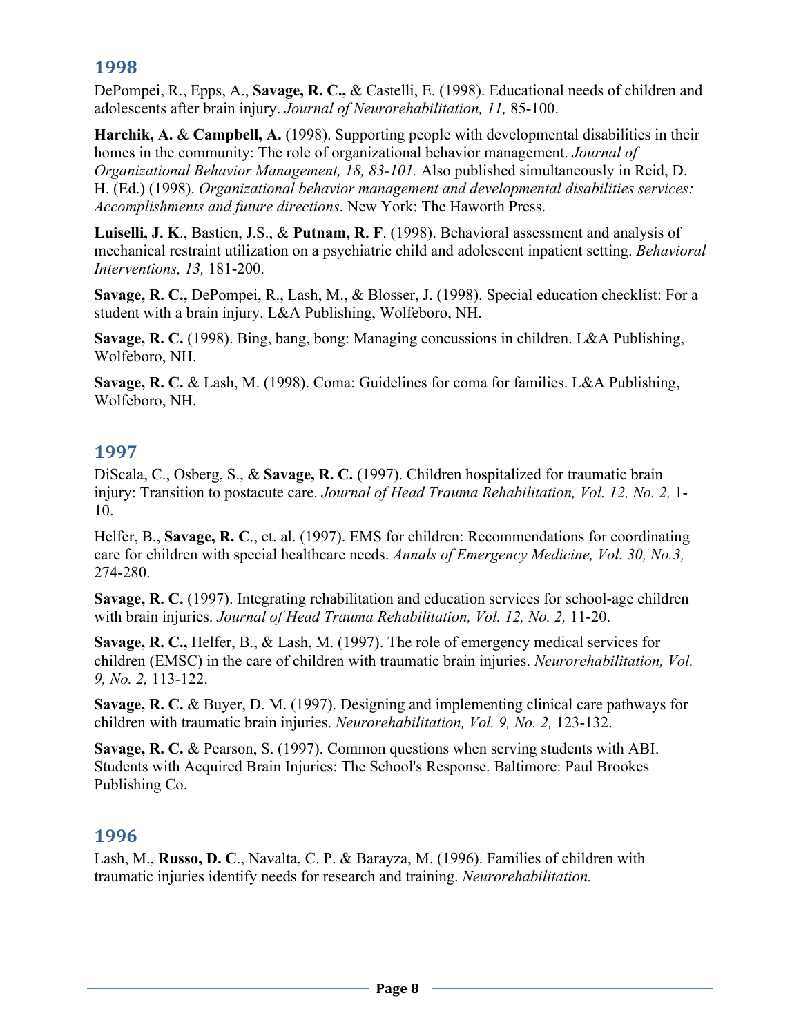## 1998

DePompei, R., Epps, A., **Savage, R. C.,** & Castelli, E. (1998). Educational needs of children and adolescents after brain injury. *Journal of Neurorehabilitation, 11,* 85-100.

**Harchik, A.** & **Campbell, A.** (1998). Supporting people with developmental disabilities in their homes in the community: The role of organizational behavior management. *Journal of Organizational Behavior Management, 18, 83-101.* Also published simultaneously in Reid, D. H. (Ed.) (1998). *Organizational behavior management and developmental disabilities services: Accomplishments and future directions*. New York: The Haworth Press.

**Luiselli, J. K**., Bastien, J.S., & **Putnam, R. F**. (1998). Behavioral assessment and analysis of mechanical restraint utilization on a psychiatric child and adolescent inpatient setting. *Behavioral Interventions, 13,* 181-200.

**Savage, R. C.,** DePompei, R., Lash, M., & Blosser, J. (1998). Special education checklist: For a student with a brain injury. L&A Publishing, Wolfeboro, NH.

**Savage, R. C.** (1998). Bing, bang, bong: Managing concussions in children. L&A Publishing, Wolfeboro, NH.

**Savage, R. C.** & Lash, M. (1998). Coma: Guidelines for coma for families. L&A Publishing, Wolfeboro, NH.

## 1997

DiScala, C., Osberg, S., & **Savage, R. C.** (1997). Children hospitalized for traumatic brain injury: Transition to postacute care. *Journal of Head Trauma Rehabilitation, Vol. 12, No. 2,* 1-10.

Helfer, B., **Savage, R. C**., et. al. (1997). EMS for children: Recommendations for coordinating care for children with special healthcare needs. *Annals of Emergency Medicine, Vol. 30, No.3,* 274-280.

**Savage, R. C.** (1997). Integrating rehabilitation and education services for school-age children with brain injuries. *Journal of Head Trauma Rehabilitation, Vol. 12, No. 2,* 11-20.

**Savage, R. C.,** Helfer, B., & Lash, M. (1997). The role of emergency medical services for children (EMSC) in the care of children with traumatic brain injuries. *Neurorehabilitation, Vol. 9, No. 2,* 113-122.

**Savage, R. C.** & Buyer, D. M. (1997). Designing and implementing clinical care pathways for children with traumatic brain injuries. *Neurorehabilitation, Vol. 9, No. 2,* 123-132.

**Savage, R. C.** & Pearson, S. (1997). Common questions when serving students with ABI. Students with Acquired Brain Injuries: The School's Response. Baltimore: Paul Brookes Publishing Co.

## 1996

Lash, M., **Russo, D. C**., Navalta, C. P. & Barayza, M. (1996). Families of children with traumatic injuries identify needs for research and training. *Neurorehabilitation.*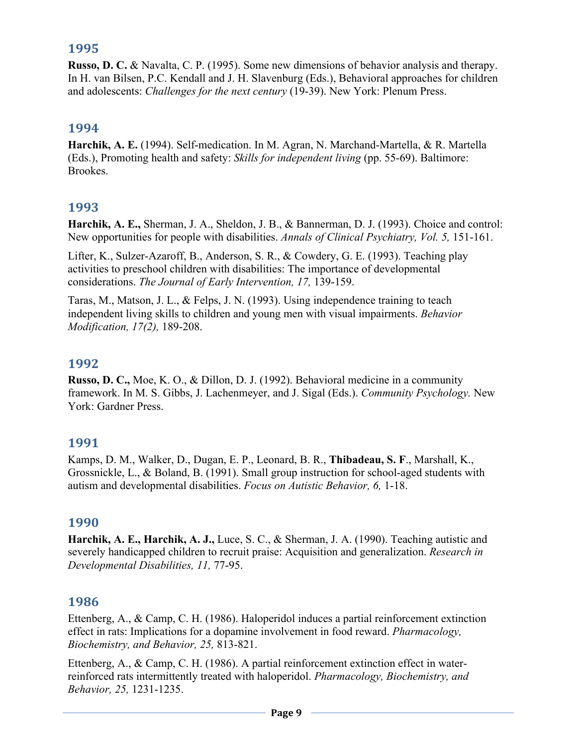## 1995

**Russo, D. C.** & Navalta, C. P. (1995). Some new dimensions of behavior analysis and therapy. In H. van Bilsen, P.C. Kendall and J. H. Slavenburg (Eds.), Behavioral approaches for children and adolescents: *Challenges for the next century* (19-39). New York: Plenum Press.

## 1994

**Harchik, A. E.** (1994). Self-medication. In M. Agran, N. Marchand-Martella, & R. Martella (Eds.), Promoting health and safety: *Skills for independent living* (pp. 55-69). Baltimore: Brookes.

## 1993

**Harchik, A. E.,** Sherman, J. A., Sheldon, J. B., & Bannerman, D. J. (1993). Choice and control: New opportunities for people with disabilities. *Annals of Clinical Psychiatry, Vol. 5,* 151-161.

Lifter, K., Sulzer-Azaroff, B., Anderson, S. R., & Cowdery, G. E. (1993). Teaching play activities to preschool children with disabilities: The importance of developmental considerations. *The Journal of Early Intervention, 17,* 139-159.

Taras, M., Matson, J. L., & Felps, J. N. (1993). Using independence training to teach independent living skills to children and young men with visual impairments. *Behavior Modification, 17(2),* 189-208.

## 1992

**Russo, D. C.,** Moe, K. O., & Dillon, D. J. (1992). Behavioral medicine in a community framework. In M. S. Gibbs, J. Lachenmeyer, and J. Sigal (Eds.). *Community Psychology.* New York: Gardner Press.

## 1991

Kamps, D. M., Walker, D., Dugan, E. P., Leonard, B. R., **Thibadeau, S. F**., Marshall, K., Grossnickle, L., & Boland, B. (1991). Small group instruction for school-aged students with autism and developmental disabilities. *Focus on Autistic Behavior, 6,* 1-18.

## 1990

**Harchik, A. E., Harchik, A. J.,** Luce, S. C., & Sherman, J. A. (1990). Teaching autistic and severely handicapped children to recruit praise: Acquisition and generalization. *Research in Developmental Disabilities, 11,* 77-95.

## 1986

Ettenberg, A., & Camp, C. H. (1986). Haloperidol induces a partial reinforcement extinction effect in rats: Implications for a dopamine involvement in food reward. *Pharmacology, Biochemistry, and Behavior, 25,* 813-821.

Ettenberg, A., & Camp, C. H. (1986). A partial reinforcement extinction effect in water-reinforced rats intermittently treated with haloperidol. *Pharmacology, Biochemistry, and Behavior, 25,* 1231-1235.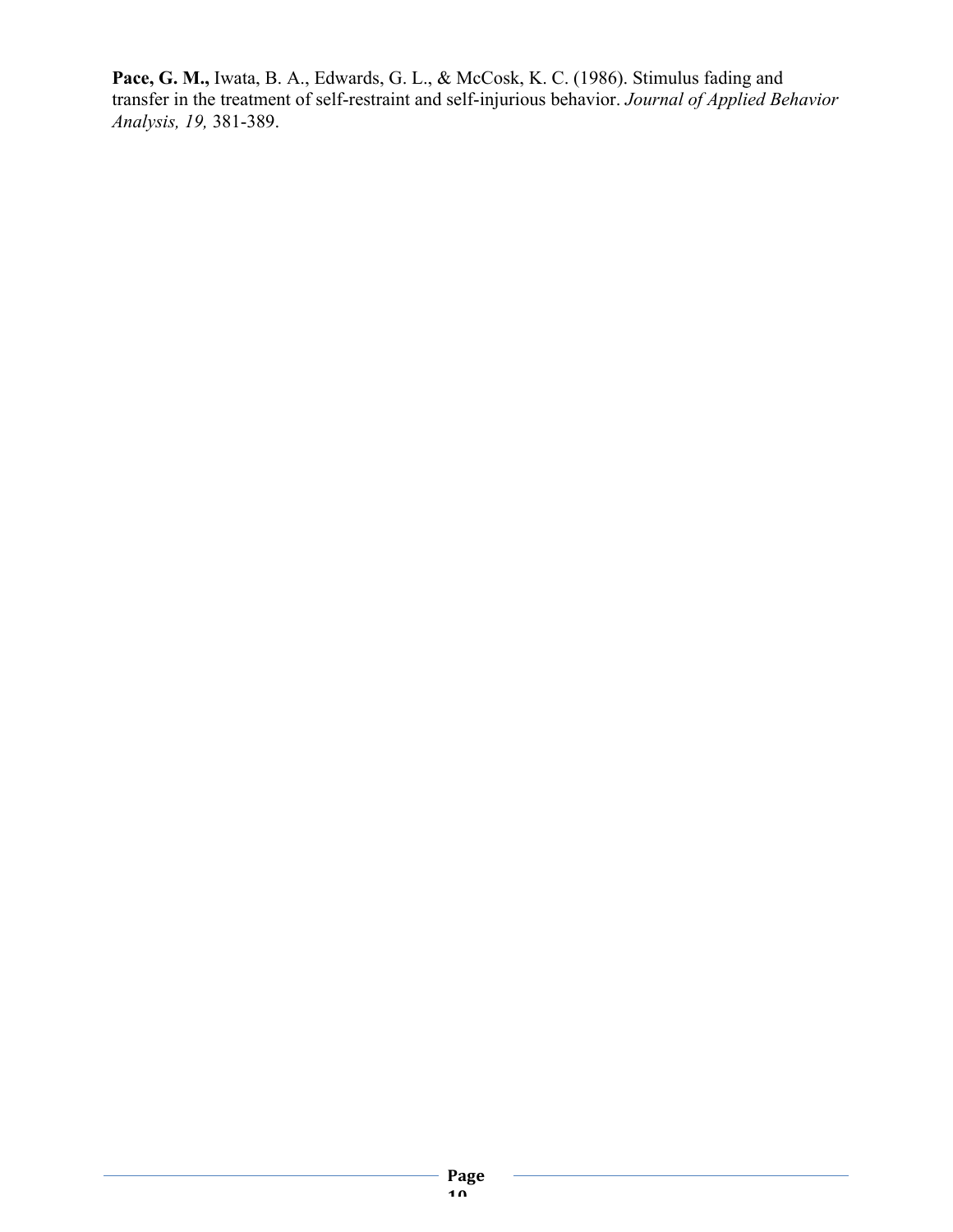**Pace, G. M.,** Iwata, B. A., Edwards, G. L., & McCosk, K. C. (1986). Stimulus fading and transfer in the treatment of self-restraint and self-injurious behavior. *Journal of Applied Behavior Analysis, 19,* 381-389.